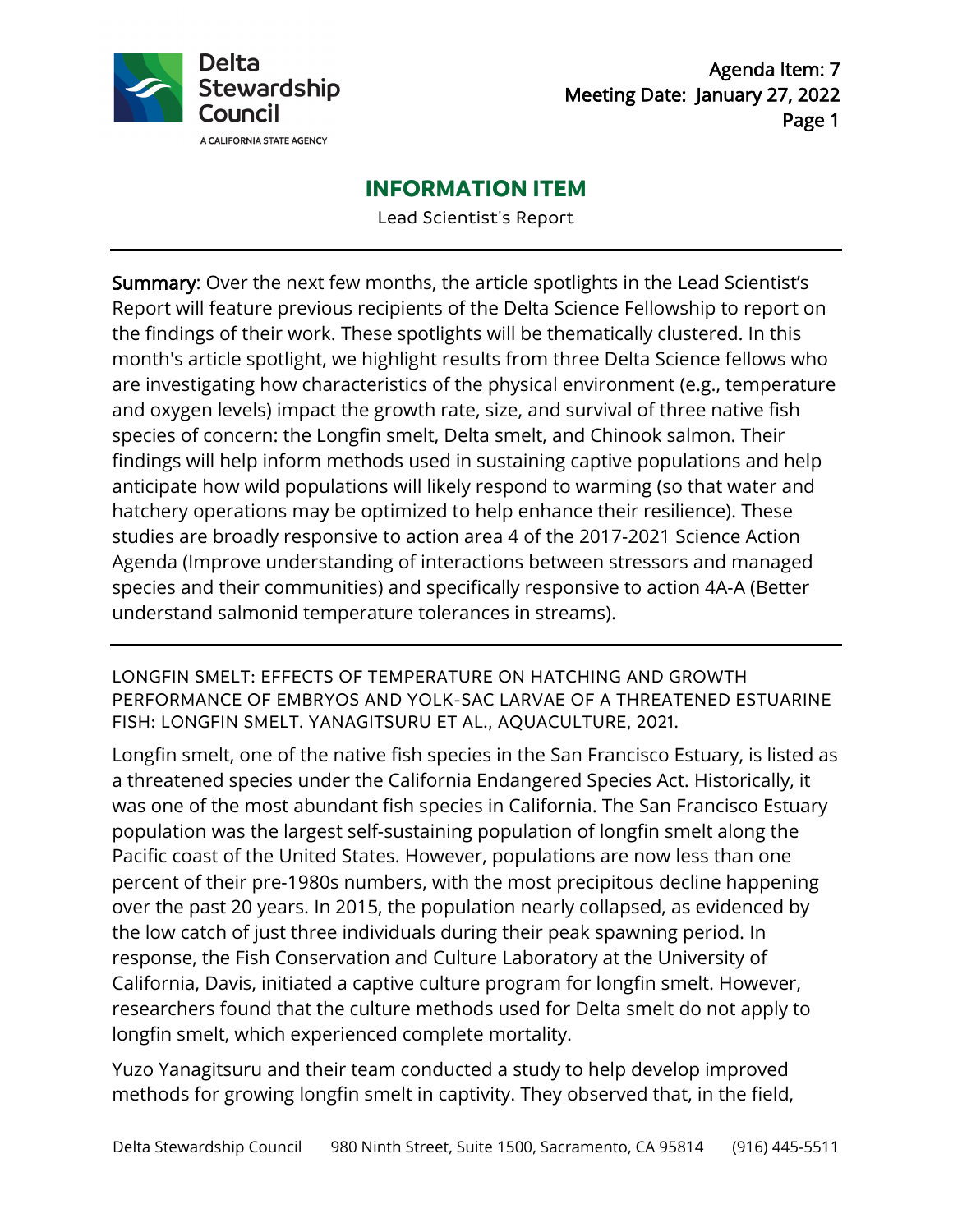Delta Stewardship Council

A CALIFORNIA STATE AGENCY

Agenda Item: 7
Meeting Date: January 27, 2022

# INFORMATION ITEM

Lead Scientist's Report

---

**Summary**: Over the next few months, the article spotlights in the Lead Scientist's Report will feature previous recipients of the Delta Science Fellowship to report on the findings of their work. These spotlights will be thematically clustered. In this month's article spotlight, we highlight results from three Delta Science fellows who are investigating how characteristics of the physical environment (e.g., temperature and oxygen levels) impact the growth rate, size, and survival of three native fish species of concern: the Longfin smelt, Delta smelt, and Chinook salmon. Their findings will help inform methods used in sustaining captive populations and help anticipate how wild populations will likely respond to warming (so that water and hatchery operations may be optimized to help enhance their resilience). These studies are broadly responsive to action area 4 of the 2017-2021 Science Action Agenda (Improve understanding of interactions between stressors and managed species and their communities) and specifically responsive to action 4A-A (Better understand salmonid temperature tolerances in streams).

---

## LONGFIN SMELT: EFFECTS OF TEMPERATURE ON HATCHING AND GROWTH PERFORMANCE OF EMBRYOS AND YOLK-SAC LARVAE OF A THREATENED ESTUARINE FISH: LONGFIN SMELT. YANAGITSURU ET AL., AQUACULTURE, 2021.

Longfin smelt, one of the native fish species in the San Francisco Estuary, is listed as a threatened species under the California Endangered Species Act. Historically, it was one of the most abundant fish species in California. The San Francisco Estuary population was the largest self-sustaining population of longfin smelt along the Pacific coast of the United States. However, populations are now less than one percent of their pre-1980s numbers, with the most precipitous decline happening over the past 20 years. In 2015, the population nearly collapsed, as evidenced by the low catch of just three individuals during their peak spawning period. In response, the Fish Conservation and Culture Laboratory at the University of California, Davis, initiated a captive culture program for longfin smelt. However, researchers found that the culture methods used for Delta smelt do not apply to longfin smelt, which experienced complete mortality.

Yuzo Yanagitsuru and their team conducted a study to help develop improved methods for growing longfin smelt in captivity. They observed that, in the field,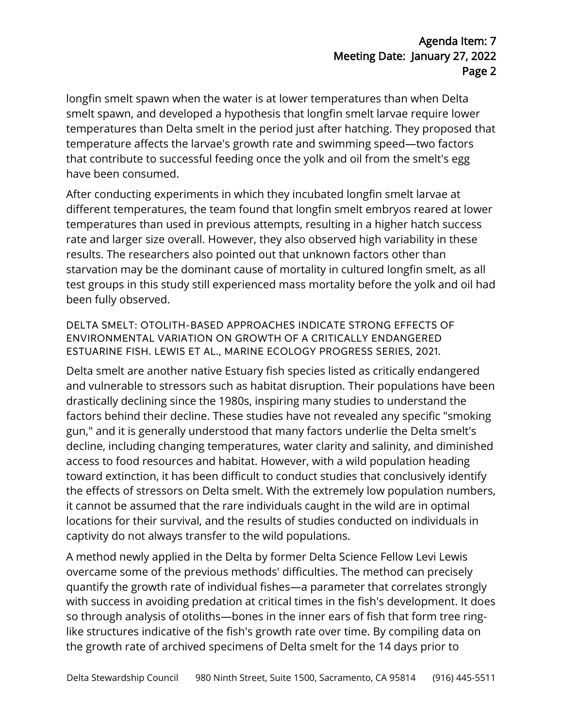longfin smelt spawn when the water is at lower temperatures than when Delta smelt spawn, and developed a hypothesis that longfin smelt larvae require lower temperatures than Delta smelt in the period just after hatching. They proposed that temperature affects the larvae's growth rate and swimming speed—two factors that contribute to successful feeding once the yolk and oil from the smelt's egg have been consumed.

After conducting experiments in which they incubated longfin smelt larvae at different temperatures, the team found that longfin smelt embryos reared at lower temperatures than used in previous attempts, resulting in a higher hatch success rate and larger size overall. However, they also observed high variability in these results. The researchers also pointed out that unknown factors other than starvation may be the dominant cause of mortality in cultured longfin smelt, as all test groups in this study still experienced mass mortality before the yolk and oil had been fully observed.

### DELTA SMELT: OTOLITH-BASED APPROACHES INDICATE STRONG EFFECTS OF ENVIRONMENTAL VARIATION ON GROWTH OF A CRITICALLY ENDANGERED ESTUARINE FISH. LEWIS ET AL., MARINE ECOLOGY PROGRESS SERIES, 2021.

Delta smelt are another native Estuary fish species listed as critically endangered and vulnerable to stressors such as habitat disruption. Their populations have been drastically declining since the 1980s, inspiring many studies to understand the factors behind their decline. These studies have not revealed any specific "smoking gun," and it is generally understood that many factors underlie the Delta smelt's decline, including changing temperatures, water clarity and salinity, and diminished access to food resources and habitat. However, with a wild population heading toward extinction, it has been difficult to conduct studies that conclusively identify the effects of stressors on Delta smelt. With the extremely low population numbers, it cannot be assumed that the rare individuals caught in the wild are in optimal locations for their survival, and the results of studies conducted on individuals in captivity do not always transfer to the wild populations.

A method newly applied in the Delta by former Delta Science Fellow Levi Lewis overcame some of the previous methods' difficulties. The method can precisely quantify the growth rate of individual fishes—a parameter that correlates strongly with success in avoiding predation at critical times in the fish's development. It does so through analysis of otoliths—bones in the inner ears of fish that form tree ring-like structures indicative of the fish's growth rate over time. By compiling data on the growth rate of archived specimens of Delta smelt for the 14 days prior to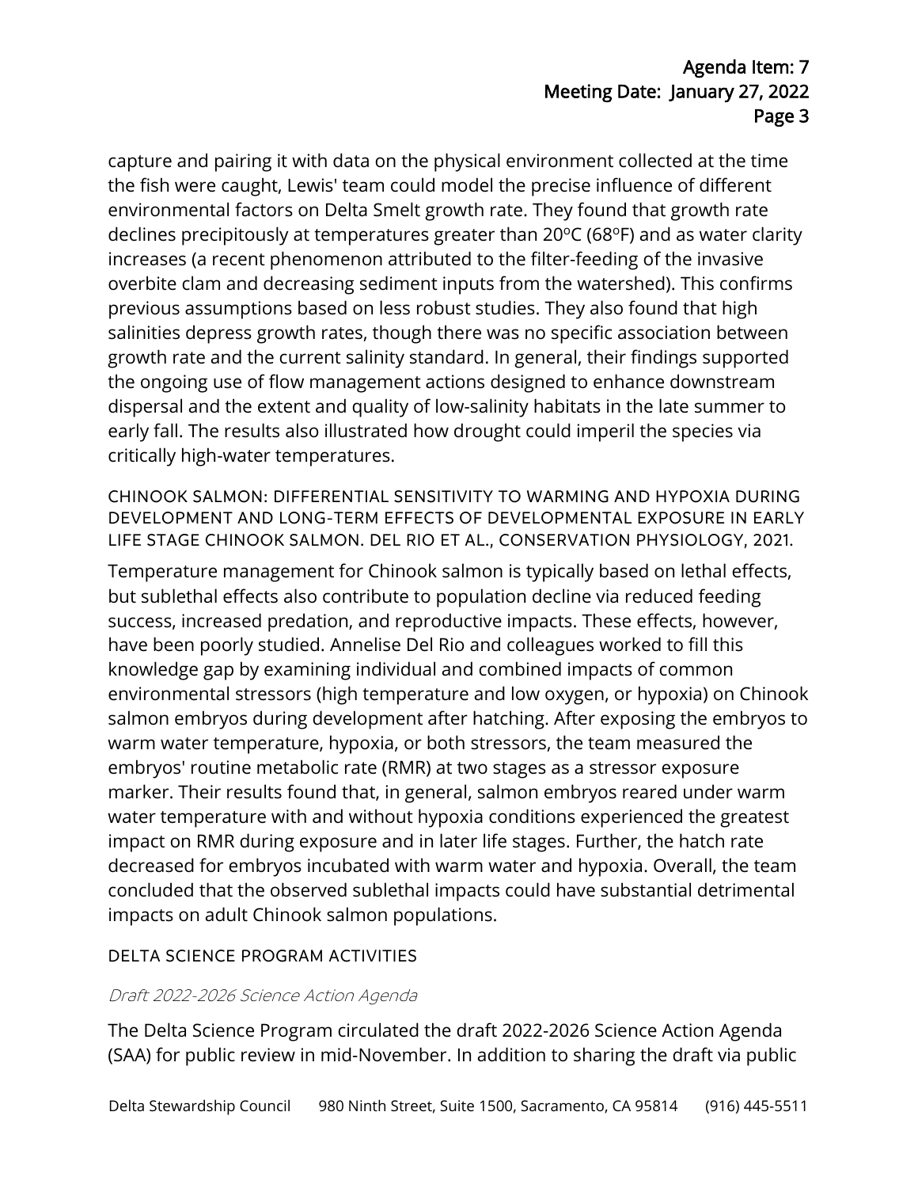capture and pairing it with data on the physical environment collected at the time the fish were caught, Lewis' team could model the precise influence of different environmental factors on Delta Smelt growth rate. They found that growth rate declines precipitously at temperatures greater than 20ºC (68ºF) and as water clarity increases (a recent phenomenon attributed to the filter-feeding of the invasive overbite clam and decreasing sediment inputs from the watershed). This confirms previous assumptions based on less robust studies. They also found that high salinities depress growth rates, though there was no specific association between growth rate and the current salinity standard. In general, their findings supported the ongoing use of flow management actions designed to enhance downstream dispersal and the extent and quality of low-salinity habitats in the late summer to early fall. The results also illustrated how drought could imperil the species via critically high-water temperatures.

### CHINOOK SALMON: DIFFERENTIAL SENSITIVITY TO WARMING AND HYPOXIA DURING DEVELOPMENT AND LONG-TERM EFFECTS OF DEVELOPMENTAL EXPOSURE IN EARLY LIFE STAGE CHINOOK SALMON. DEL RIO ET AL., CONSERVATION PHYSIOLOGY, 2021.

Temperature management for Chinook salmon is typically based on lethal effects, but sublethal effects also contribute to population decline via reduced feeding success, increased predation, and reproductive impacts. These effects, however, have been poorly studied. Annelise Del Rio and colleagues worked to fill this knowledge gap by examining individual and combined impacts of common environmental stressors (high temperature and low oxygen, or hypoxia) on Chinook salmon embryos during development after hatching. After exposing the embryos to warm water temperature, hypoxia, or both stressors, the team measured the embryos' routine metabolic rate (RMR) at two stages as a stressor exposure marker. Their results found that, in general, salmon embryos reared under warm water temperature with and without hypoxia conditions experienced the greatest impact on RMR during exposure and in later life stages. Further, the hatch rate decreased for embryos incubated with warm water and hypoxia. Overall, the team concluded that the observed sublethal impacts could have substantial detrimental impacts on adult Chinook salmon populations.

### DELTA SCIENCE PROGRAM ACTIVITIES

#### *Draft 2022-2026 Science Action Agenda*

The Delta Science Program circulated the draft 2022-2026 Science Action Agenda (SAA) for public review in mid-November. In addition to sharing the draft via public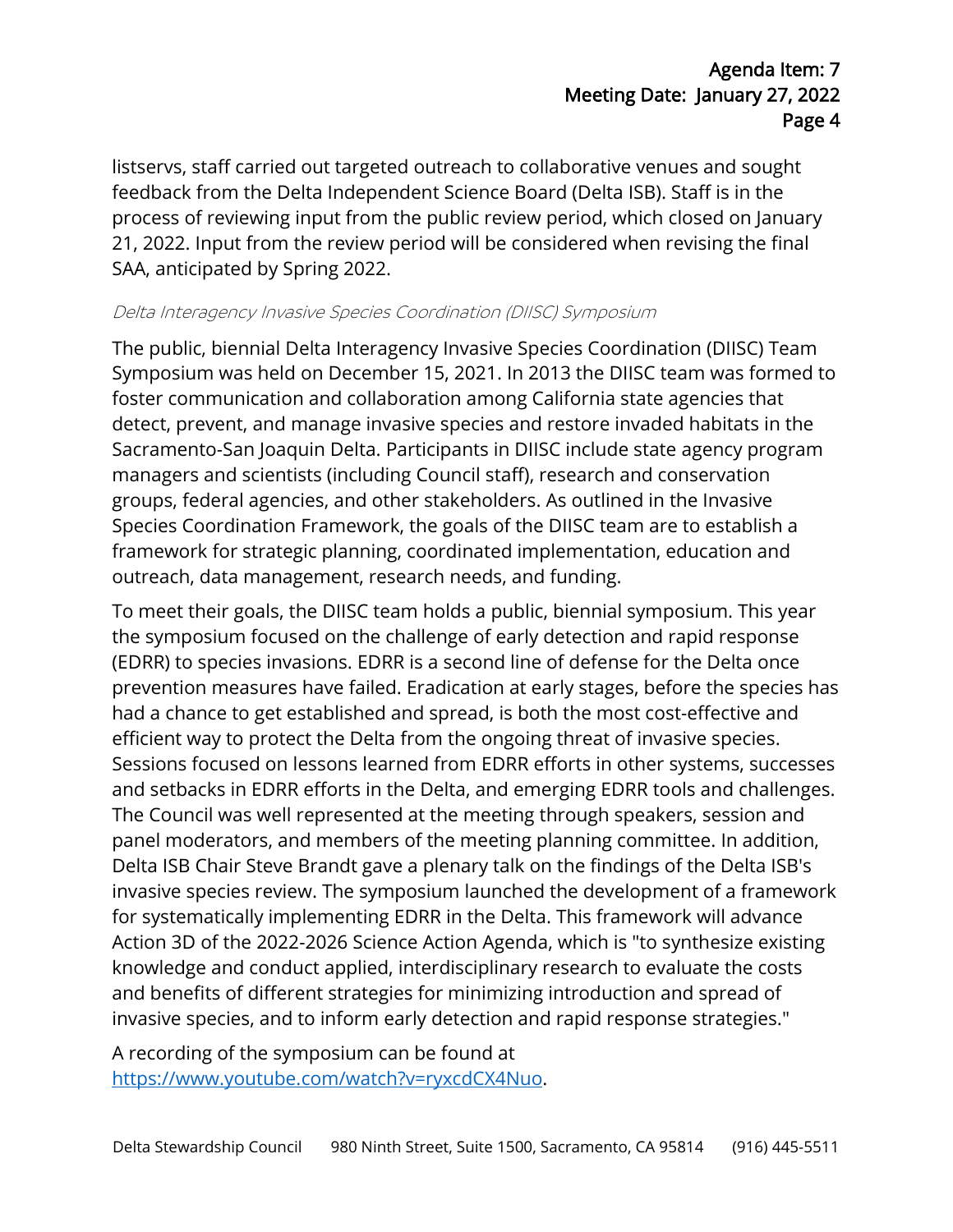listservs, staff carried out targeted outreach to collaborative venues and sought feedback from the Delta Independent Science Board (Delta ISB). Staff is in the process of reviewing input from the public review period, which closed on January 21, 2022. Input from the review period will be considered when revising the final SAA, anticipated by Spring 2022.

*Delta Interagency Invasive Species Coordination (DIISC) Symposium*

The public, biennial Delta Interagency Invasive Species Coordination (DIISC) Team Symposium was held on December 15, 2021. In 2013 the DIISC team was formed to foster communication and collaboration among California state agencies that detect, prevent, and manage invasive species and restore invaded habitats in the Sacramento-San Joaquin Delta. Participants in DIISC include state agency program managers and scientists (including Council staff), research and conservation groups, federal agencies, and other stakeholders. As outlined in the Invasive Species Coordination Framework, the goals of the DIISC team are to establish a framework for strategic planning, coordinated implementation, education and outreach, data management, research needs, and funding.

To meet their goals, the DIISC team holds a public, biennial symposium. This year the symposium focused on the challenge of early detection and rapid response (EDRR) to species invasions. EDRR is a second line of defense for the Delta once prevention measures have failed. Eradication at early stages, before the species has had a chance to get established and spread, is both the most cost-effective and efficient way to protect the Delta from the ongoing threat of invasive species. Sessions focused on lessons learned from EDRR efforts in other systems, successes and setbacks in EDRR efforts in the Delta, and emerging EDRR tools and challenges. The Council was well represented at the meeting through speakers, session and panel moderators, and members of the meeting planning committee. In addition, Delta ISB Chair Steve Brandt gave a plenary talk on the findings of the Delta ISB's invasive species review. The symposium launched the development of a framework for systematically implementing EDRR in the Delta. This framework will advance Action 3D of the 2022-2026 Science Action Agenda, which is "to synthesize existing knowledge and conduct applied, interdisciplinary research to evaluate the costs and benefits of different strategies for minimizing introduction and spread of invasive species, and to inform early detection and rapid response strategies."

A recording of the symposium can be found at [https://www.youtube.com/watch?v=ryxcdCX4Nuo](https://www.youtube.com/watch?v=ryxcdCX4Nuo).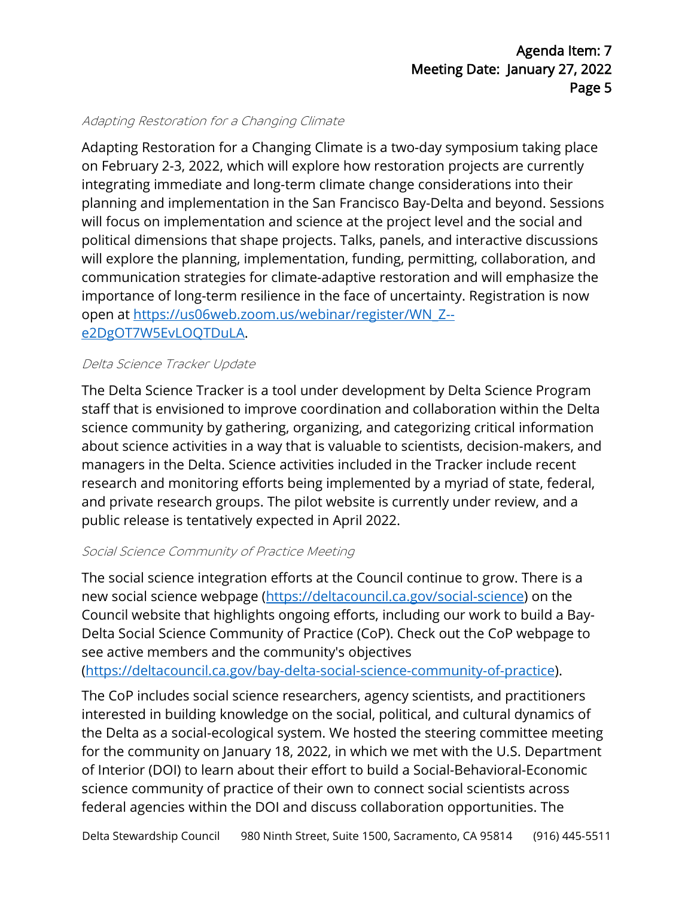*Adapting Restoration for a Changing Climate*

Adapting Restoration for a Changing Climate is a two-day symposium taking place on February 2-3, 2022, which will explore how restoration projects are currently integrating immediate and long-term climate change considerations into their planning and implementation in the San Francisco Bay-Delta and beyond. Sessions will focus on implementation and science at the project level and the social and political dimensions that shape projects. Talks, panels, and interactive discussions will explore the planning, implementation, funding, permitting, collaboration, and communication strategies for climate-adaptive restoration and will emphasize the importance of long-term resilience in the face of uncertainty. Registration is now open at [https://us06web.zoom.us/webinar/register/WN_Z--e2DgOT7W5EvLOQTDuLA](https://us06web.zoom.us/webinar/register/WN_Z--e2DgOT7W5EvLOQTDuLA).

*Delta Science Tracker Update*

The Delta Science Tracker is a tool under development by Delta Science Program staff that is envisioned to improve coordination and collaboration within the Delta science community by gathering, organizing, and categorizing critical information about science activities in a way that is valuable to scientists, decision-makers, and managers in the Delta. Science activities included in the Tracker include recent research and monitoring efforts being implemented by a myriad of state, federal, and private research groups. The pilot website is currently under review, and a public release is tentatively expected in April 2022.

*Social Science Community of Practice Meeting*

The social science integration efforts at the Council continue to grow. There is a new social science webpage ([https://deltacouncil.ca.gov/social-science](https://deltacouncil.ca.gov/social-science)) on the Council website that highlights ongoing efforts, including our work to build a Bay-Delta Social Science Community of Practice (CoP). Check out the CoP webpage to see active members and the community's objectives ([https://deltacouncil.ca.gov/bay-delta-social-science-community-of-practice](https://deltacouncil.ca.gov/bay-delta-social-science-community-of-practice)).

The CoP includes social science researchers, agency scientists, and practitioners interested in building knowledge on the social, political, and cultural dynamics of the Delta as a social-ecological system. We hosted the steering committee meeting for the community on January 18, 2022, in which we met with the U.S. Department of Interior (DOI) to learn about their effort to build a Social-Behavioral-Economic science community of practice of their own to connect social scientists across federal agencies within the DOI and discuss collaboration opportunities. The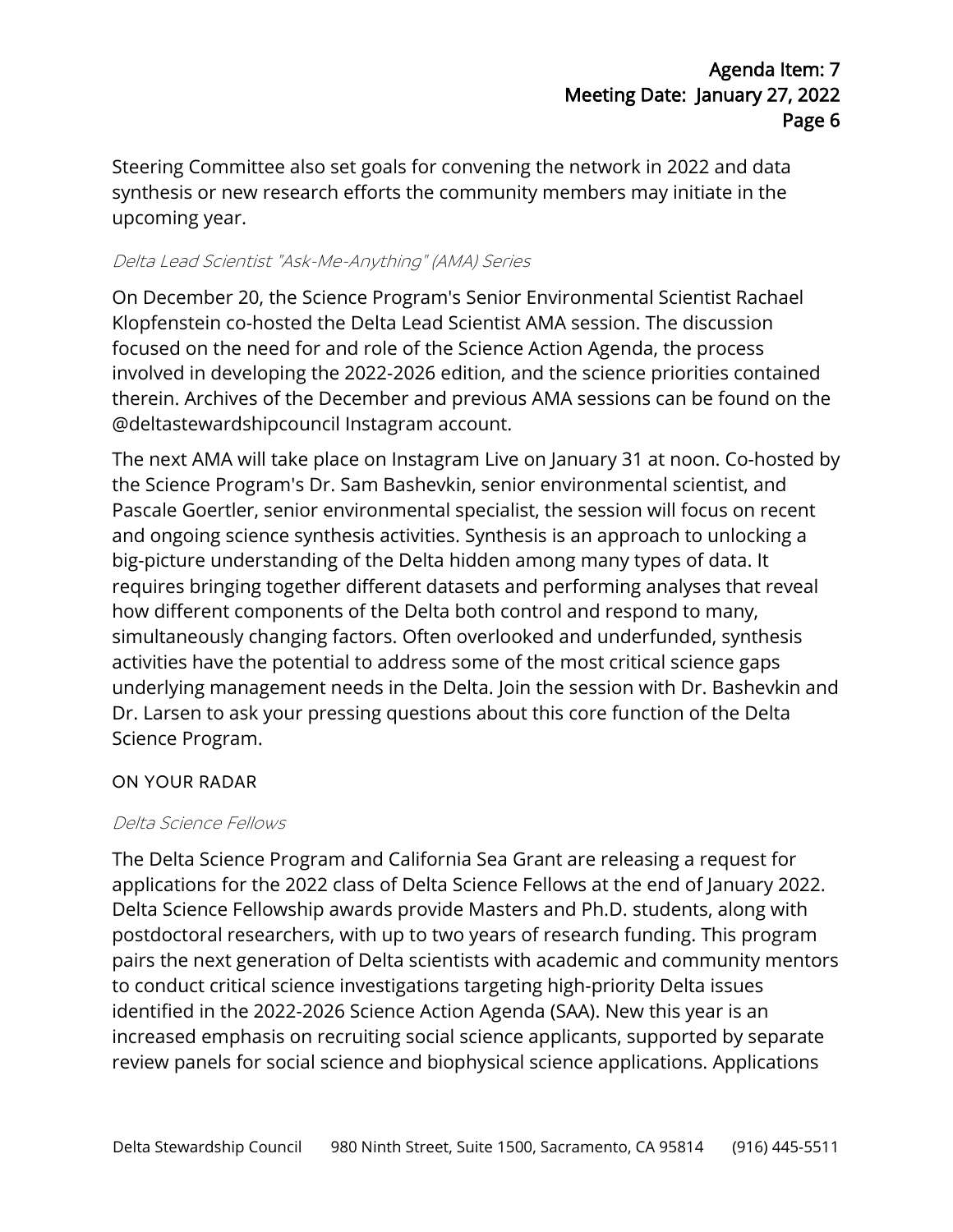Steering Committee also set goals for convening the network in 2022 and data synthesis or new research efforts the community members may initiate in the upcoming year.

#### *Delta Lead Scientist "Ask-Me-Anything" (AMA) Series*

On December 20, the Science Program's Senior Environmental Scientist Rachael Klopfenstein co-hosted the Delta Lead Scientist AMA session. The discussion focused on the need for and role of the Science Action Agenda, the process involved in developing the 2022-2026 edition, and the science priorities contained therein. Archives of the December and previous AMA sessions can be found on the @deltastewardshipcouncil Instagram account.

The next AMA will take place on Instagram Live on January 31 at noon. Co-hosted by the Science Program's Dr. Sam Bashevkin, senior environmental scientist, and Pascale Goertler, senior environmental specialist, the session will focus on recent and ongoing science synthesis activities. Synthesis is an approach to unlocking a big-picture understanding of the Delta hidden among many types of data. It requires bringing together different datasets and performing analyses that reveal how different components of the Delta both control and respond to many, simultaneously changing factors. Often overlooked and underfunded, synthesis activities have the potential to address some of the most critical science gaps underlying management needs in the Delta. Join the session with Dr. Bashevkin and Dr. Larsen to ask your pressing questions about this core function of the Delta Science Program.

### ON YOUR RADAR

#### *Delta Science Fellows*

The Delta Science Program and California Sea Grant are releasing a request for applications for the 2022 class of Delta Science Fellows at the end of January 2022. Delta Science Fellowship awards provide Masters and Ph.D. students, along with postdoctoral researchers, with up to two years of research funding. This program pairs the next generation of Delta scientists with academic and community mentors to conduct critical science investigations targeting high-priority Delta issues identified in the 2022-2026 Science Action Agenda (SAA). New this year is an increased emphasis on recruiting social science applicants, supported by separate review panels for social science and biophysical science applications. Applications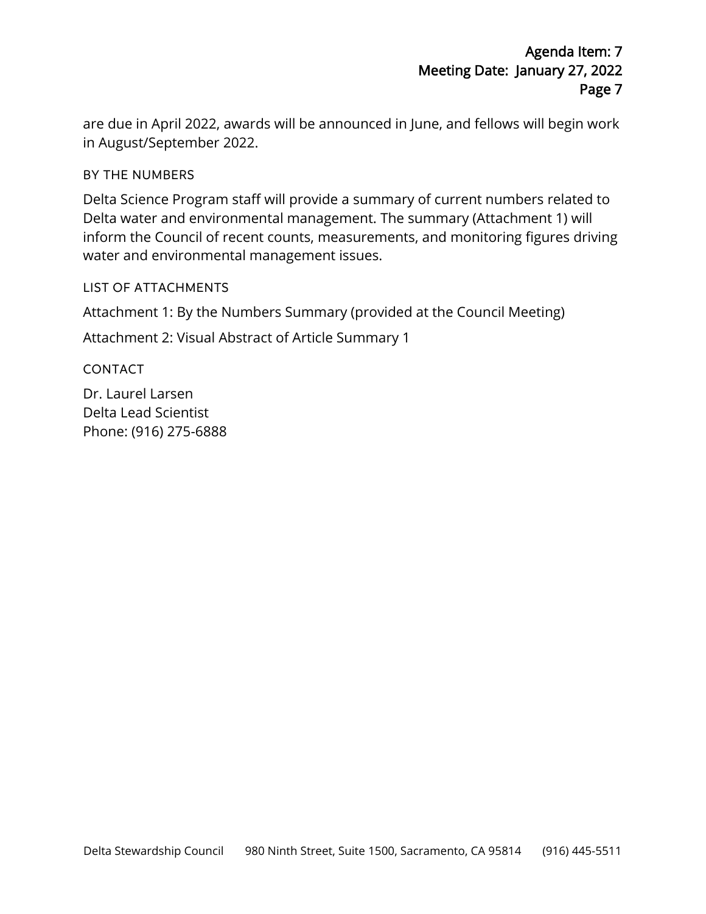are due in April 2022, awards will be announced in June, and fellows will begin work in August/September 2022.

### BY THE NUMBERS

Delta Science Program staff will provide a summary of current numbers related to Delta water and environmental management. The summary (Attachment 1) will inform the Council of recent counts, measurements, and monitoring figures driving water and environmental management issues.

### LIST OF ATTACHMENTS

Attachment 1: By the Numbers Summary (provided at the Council Meeting)

Attachment 2: Visual Abstract of Article Summary 1

### CONTACT

Dr. Laurel Larsen
Delta Lead Scientist
Phone: (916) 275-6888